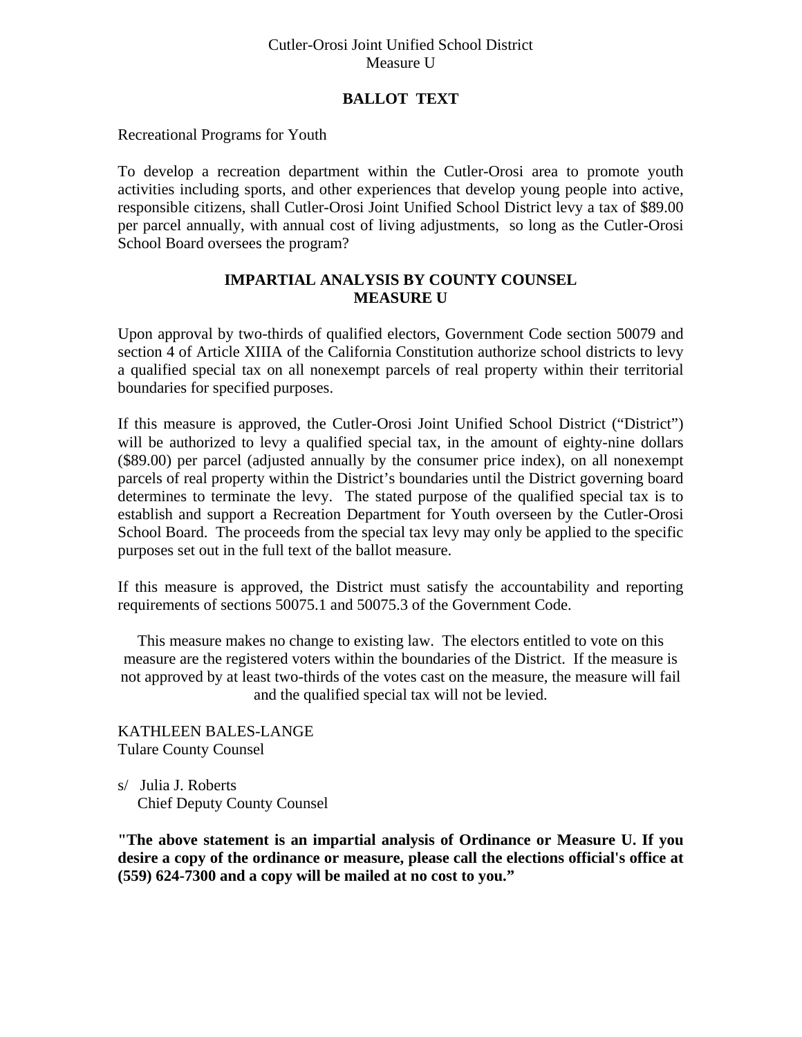Cutler-Orosi Joint Unified School District
Measure U

## BALLOT TEXT

Recreational Programs for Youth

To develop a recreation department within the Cutler-Orosi area to promote youth activities including sports, and other experiences that develop young people into active, responsible citizens, shall Cutler-Orosi Joint Unified School District levy a tax of $89.00 per parcel annually, with annual cost of living adjustments, so long as the Cutler-Orosi School Board oversees the program?

## IMPARTIAL ANALYSIS BY COUNTY COUNSEL MEASURE U

Upon approval by two-thirds of qualified electors, Government Code section 50079 and section 4 of Article XIIIA of the California Constitution authorize school districts to levy a qualified special tax on all nonexempt parcels of real property within their territorial boundaries for specified purposes.

If this measure is approved, the Cutler-Orosi Joint Unified School District ("District") will be authorized to levy a qualified special tax, in the amount of eighty-nine dollars ($89.00) per parcel (adjusted annually by the consumer price index), on all nonexempt parcels of real property within the District's boundaries until the District governing board determines to terminate the levy. The stated purpose of the qualified special tax is to establish and support a Recreation Department for Youth overseen by the Cutler-Orosi School Board. The proceeds from the special tax levy may only be applied to the specific purposes set out in the full text of the ballot measure.

If this measure is approved, the District must satisfy the accountability and reporting requirements of sections 50075.1 and 50075.3 of the Government Code.

This measure makes no change to existing law. The electors entitled to vote on this measure are the registered voters within the boundaries of the District. If the measure is not approved by at least two-thirds of the votes cast on the measure, the measure will fail and the qualified special tax will not be levied.

KATHLEEN BALES-LANGE
Tulare County Counsel

s/ Julia J. Roberts
Chief Deputy County Counsel

**"The above statement is an impartial analysis of Ordinance or Measure U. If you desire a copy of the ordinance or measure, please call the elections official's office at (559) 624-7300 and a copy will be mailed at no cost to you."**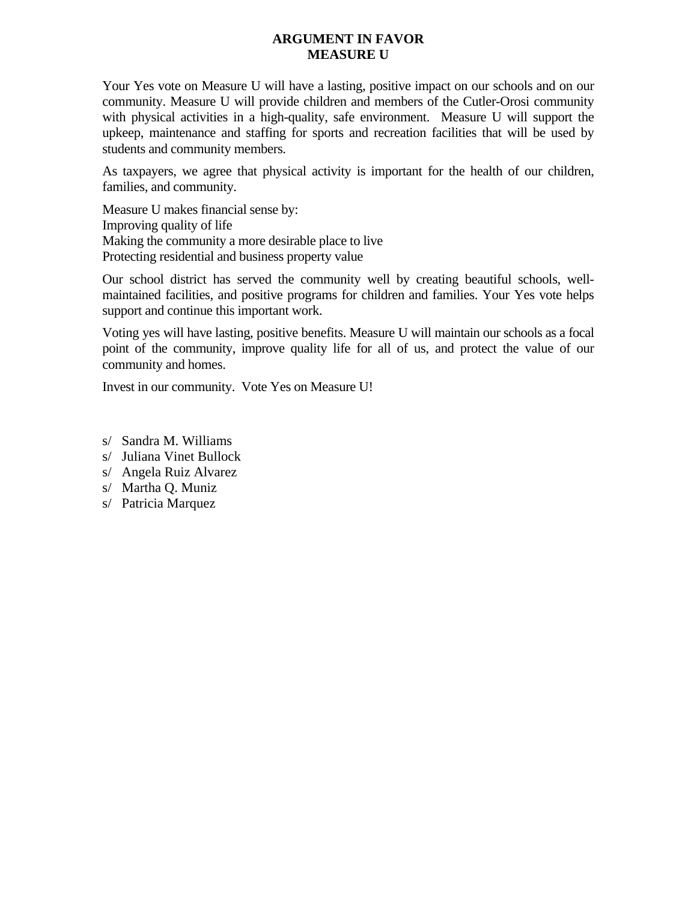# ARGUMENT IN FAVOR
# MEASURE U

Your Yes vote on Measure U will have a lasting, positive impact on our schools and on our community. Measure U will provide children and members of the Cutler-Orosi community with physical activities in a high-quality, safe environment. Measure U will support the upkeep, maintenance and staffing for sports and recreation facilities that will be used by students and community members.

As taxpayers, we agree that physical activity is important for the health of our children, families, and community.

Measure U makes financial sense by:
Improving quality of life
Making the community a more desirable place to live
Protecting residential and business property value

Our school district has served the community well by creating beautiful schools, well-maintained facilities, and positive programs for children and families. Your Yes vote helps support and continue this important work.

Voting yes will have lasting, positive benefits. Measure U will maintain our schools as a focal point of the community, improve quality life for all of us, and protect the value of our community and homes.

Invest in our community. Vote Yes on Measure U!

s/ Sandra M. Williams
s/ Juliana Vinet Bullock
s/ Angela Ruiz Alvarez
s/ Martha Q. Muniz
s/ Patricia Marquez